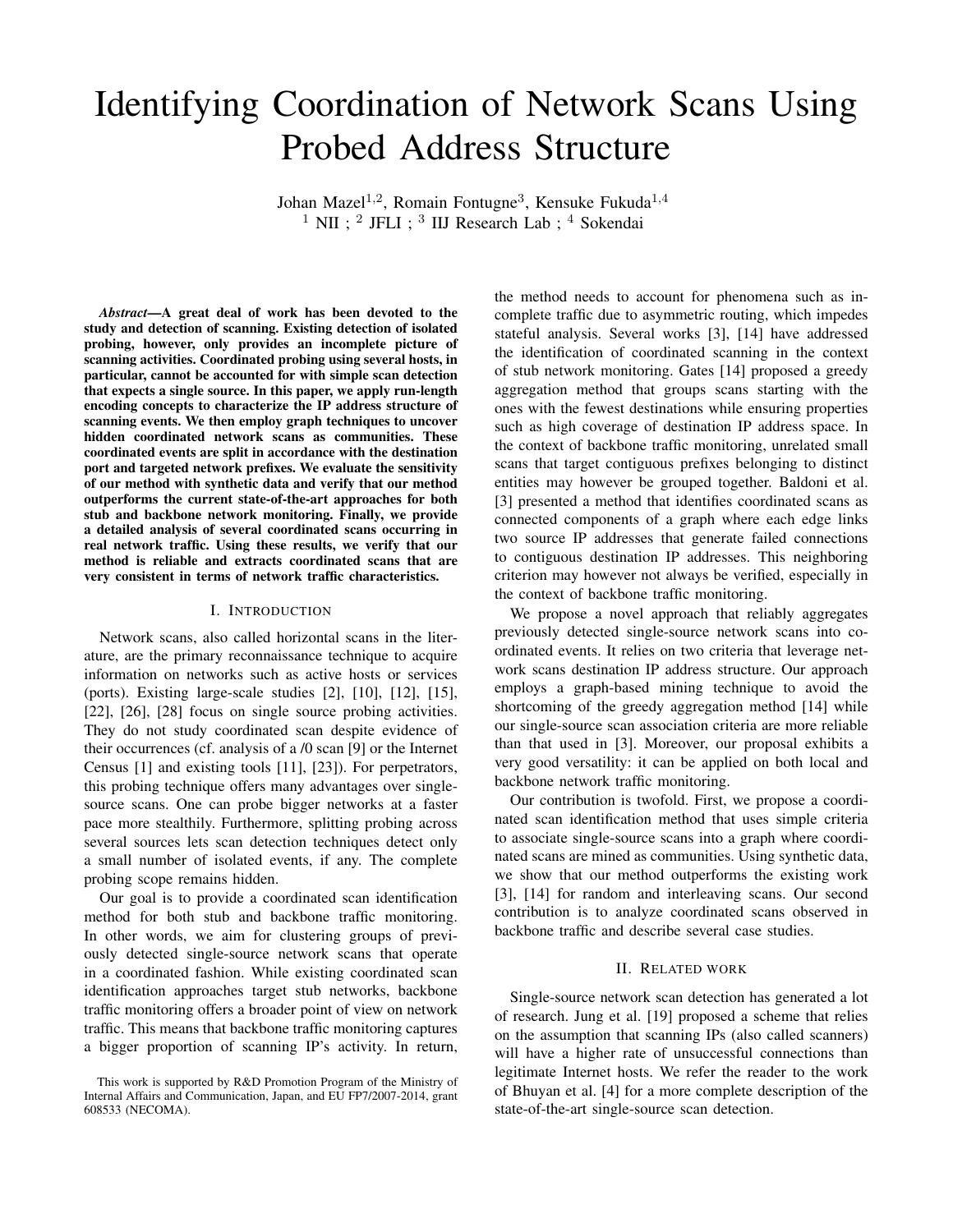# Identifying Coordination of Network Scans Using Probed Address Structure

Johan Mazel[1,2], Romain Fontugne[3], Kensuke Fukuda[1,4]
[1] NII ; [2] JFLI ; [3] IIJ Research Lab ; [4] Sokendai

***Abstract*—A great deal of work has been devoted to the study and detection of scanning. Existing detection of isolated probing, however, only provides an incomplete picture of scanning activities. Coordinated probing using several hosts, in particular, cannot be accounted for with simple scan detection that expects a single source. In this paper, we apply run-length encoding concepts to characterize the IP address structure of scanning events. We then employ graph techniques to uncover hidden coordinated network scans as communities. These coordinated events are split in accordance with the destination port and targeted network prefixes. We evaluate the sensitivity of our method with synthetic data and verify that our method outperforms the current state-of-the-art approaches for both stub and backbone network monitoring. Finally, we provide a detailed analysis of several coordinated scans occurring in real network traffic. Using these results, we verify that our method is reliable and extracts coordinated scans that are very consistent in terms of network traffic characteristics.**

## I. Introduction

Network scans, also called horizontal scans in the literature, are the primary reconnaissance technique to acquire information on networks such as active hosts or services (ports). Existing large-scale studies [2], [10], [12], [15], [22], [26], [28] focus on single source probing activities. They do not study coordinated scan despite evidence of their occurrences (cf. analysis of a /0 scan [9] or the Internet Census [1] and existing tools [11], [23]). For perpetrators, this probing technique offers many advantages over single-source scans. One can probe bigger networks at a faster pace more stealthily. Furthermore, splitting probing across several sources lets scan detection techniques detect only a small number of isolated events, if any. The complete probing scope remains hidden.

Our goal is to provide a coordinated scan identification method for both stub and backbone traffic monitoring. In other words, we aim for clustering groups of previously detected single-source network scans that operate in a coordinated fashion. While existing coordinated scan identification approaches target stub networks, backbone traffic monitoring offers a broader point of view on network traffic. This means that backbone traffic monitoring captures a bigger proportion of scanning IP's activity. In return, the method needs to account for phenomena such as incomplete traffic due to asymmetric routing, which impedes stateful analysis. Several works [3], [14] have addressed the identification of coordinated scanning in the context of stub network monitoring. Gates [14] proposed a greedy aggregation method that groups scans starting with the ones with the fewest destinations while ensuring properties such as high coverage of destination IP address space. In the context of backbone traffic monitoring, unrelated small scans that target contiguous prefixes belonging to distinct entities may however be grouped together. Baldoni et al. [3] presented a method that identifies coordinated scans as connected components of a graph where each edge links two source IP addresses that generate failed connections to contiguous destination IP addresses. This neighboring criterion may however not always be verified, especially in the context of backbone traffic monitoring.

We propose a novel approach that reliably aggregates previously detected single-source network scans into coordinated events. It relies on two criteria that leverage network scans destination IP address structure. Our approach employs a graph-based mining technique to avoid the shortcoming of the greedy aggregation method [14] while our single-source scan association criteria are more reliable than that used in [3]. Moreover, our proposal exhibits a very good versatility: it can be applied on both local and backbone network traffic monitoring.

Our contribution is twofold. First, we propose a coordinated scan identification method that uses simple criteria to associate single-source scans into a graph where coordinated scans are mined as communities. Using synthetic data, we show that our method outperforms the existing work [3], [14] for random and interleaving scans. Our second contribution is to analyze coordinated scans observed in backbone traffic and describe several case studies.

## II. Related work

Single-source network scan detection has generated a lot of research. Jung et al. [19] proposed a scheme that relies on the assumption that scanning IPs (also called scanners) will have a higher rate of unsuccessful connections than legitimate Internet hosts. We refer the reader to the work of Bhuyan et al. [4] for a more complete description of the state-of-the-art single-source scan detection.

This work is supported by R&D Promotion Program of the Ministry of Internal Affairs and Communication, Japan, and EU FP7/2007-2014, grant 608533 (NECOMA).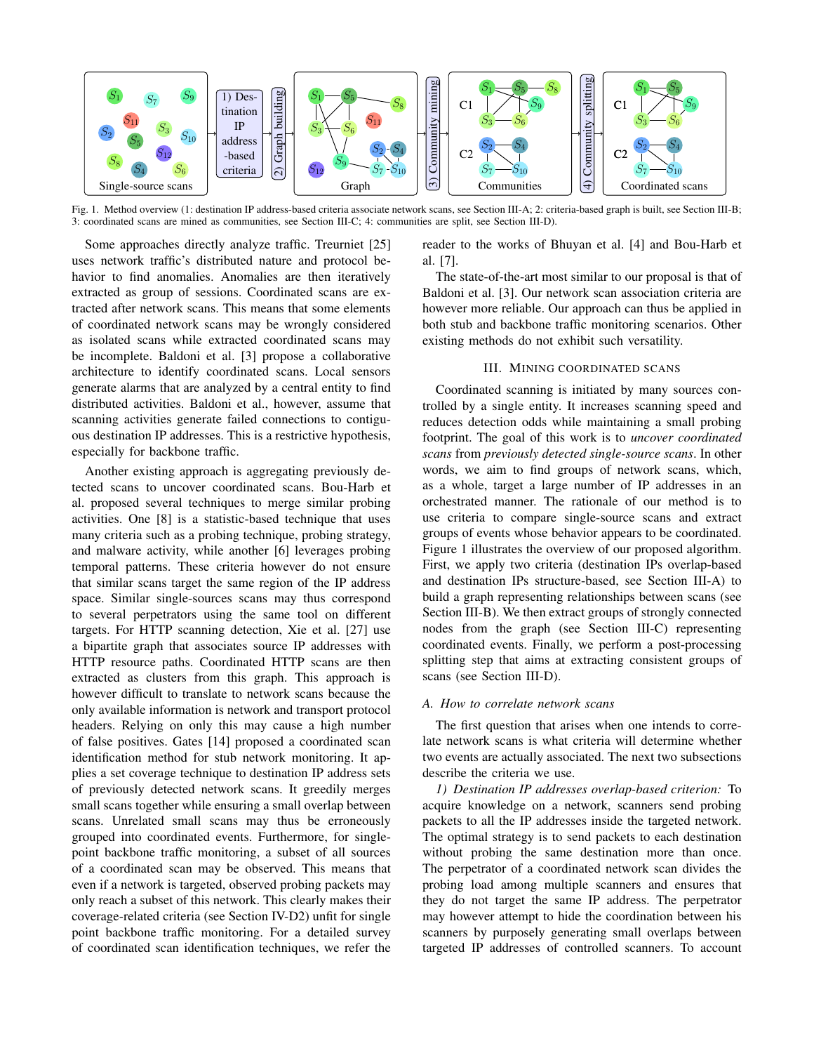Fig. 1. Method overview (1: destination IP address-based criteria associate network scans, see Section III-A; 2: criteria-based graph is built, see Section III-B; 3: coordinated scans are mined as communities, see Section III-C; 4: communities are split, see Section III-D).

Some approaches directly analyze traffic. Treurniet [25] uses network traffic's distributed nature and protocol behavior to find anomalies. Anomalies are then iteratively extracted as group of sessions. Coordinated scans are extracted after network scans. This means that some elements of coordinated network scans may be wrongly considered as isolated scans while extracted coordinated scans may be incomplete. Baldoni et al. [3] propose a collaborative architecture to identify coordinated scans. Local sensors generate alarms that are analyzed by a central entity to find distributed activities. Baldoni et al., however, assume that scanning activities generate failed connections to contiguous destination IP addresses. This is a restrictive hypothesis, especially for backbone traffic.

Another existing approach is aggregating previously detected scans to uncover coordinated scans. Bou-Harb et al. proposed several techniques to merge similar probing activities. One [8] is a statistic-based technique that uses many criteria such as a probing technique, probing strategy, and malware activity, while another [6] leverages probing temporal patterns. These criteria however do not ensure that similar scans target the same region of the IP address space. Similar single-sources scans may thus correspond to several perpetrators using the same tool on different targets. For HTTP scanning detection, Xie et al. [27] use a bipartite graph that associates source IP addresses with HTTP resource paths. Coordinated HTTP scans are then extracted as clusters from this graph. This approach is however difficult to translate to network scans because the only available information is network and transport protocol headers. Relying on only this may cause a high number of false positives. Gates [14] proposed a coordinated scan identification method for stub network monitoring. It applies a set coverage technique to destination IP address sets of previously detected network scans. It greedily merges small scans together while ensuring a small overlap between scans. Unrelated small scans may thus be erroneously grouped into coordinated events. Furthermore, for single-point backbone traffic monitoring, a subset of all sources of a coordinated scan may be observed. This means that even if a network is targeted, observed probing packets may only reach a subset of this network. This clearly makes their coverage-related criteria (see Section IV-D2) unfit for single point backbone traffic monitoring. For a detailed survey of coordinated scan identification techniques, we refer the reader to the works of Bhuyan et al. [4] and Bou-Harb et al. [7].

The state-of-the-art most similar to our proposal is that of Baldoni et al. [3]. Our network scan association criteria are however more reliable. Our approach can thus be applied in both stub and backbone traffic monitoring scenarios. Other existing methods do not exhibit such versatility.

## III. Mining coordinated scans

Coordinated scanning is initiated by many sources controlled by a single entity. It increases scanning speed and reduces detection odds while maintaining a small probing footprint. The goal of this work is to *uncover coordinated scans* from *previously detected single-source scans*. In other words, we aim to find groups of network scans, which, as a whole, target a large number of IP addresses in an orchestrated manner. The rationale of our method is to use criteria to compare single-source scans and extract groups of events whose behavior appears to be coordinated. Figure 1 illustrates the overview of our proposed algorithm. First, we apply two criteria (destination IPs overlap-based and destination IPs structure-based, see Section III-A) to build a graph representing relationships between scans (see Section III-B). We then extract groups of strongly connected nodes from the graph (see Section III-C) representing coordinated events. Finally, we perform a post-processing splitting step that aims at extracting consistent groups of scans (see Section III-D).

### *A. How to correlate network scans*

The first question that arises when one intends to correlate network scans is what criteria will determine whether two events are actually associated. The next two subsections describe the criteria we use.

*1) Destination IP addresses overlap-based criterion:* To acquire knowledge on a network, scanners send probing packets to all the IP addresses inside the targeted network. The optimal strategy is to send packets to each destination without probing the same destination more than once. The perpetrator of a coordinated network scan divides the probing load among multiple scanners and ensures that they do not target the same IP address. The perpetrator may however attempt to hide the coordination between his scanners by purposely generating small overlaps between targeted IP addresses of controlled scanners. To account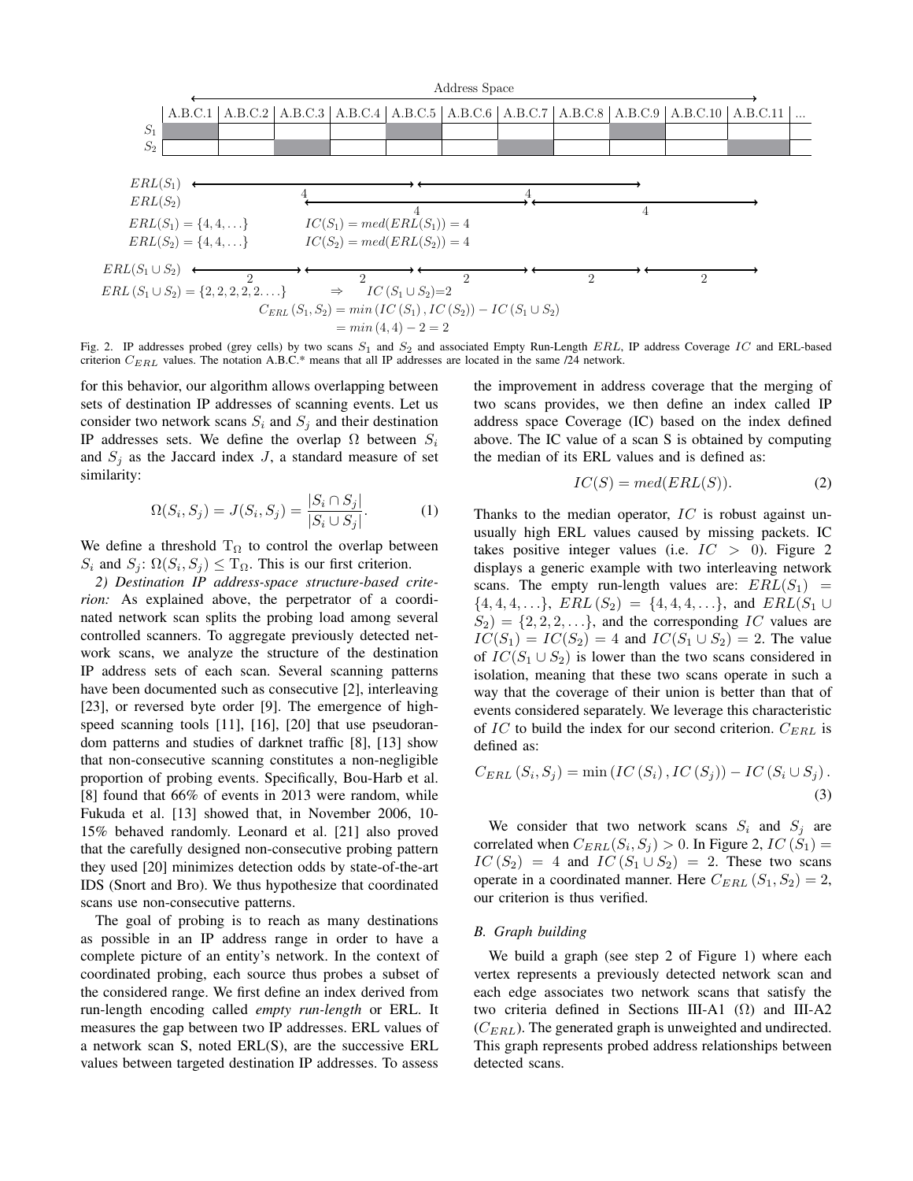Address Space

| A.B.C.1 | A.B.C.2 | A.B.C.3 | A.B.C.4 | A.B.C.5 | A.B.C.6 | A.B.C.7 | A.B.C.8 | A.B.C.9 | A.B.C.10 | A.B.C.11 | ... |
|---|---|---|---|---|---|---|---|---|---|---|---|

$ERL(S_1) = \{4, 4, \ldots\}$ $\quad IC(S_1) = med(ERL(S_1)) = 4$

$ERL(S_2) = \{4, 4, \ldots\}$ $\quad IC(S_2) = med(ERL(S_2)) = 4$

$ERL(S_1 \cup S_2) = \{2, 2, 2, 2, 2 \ldots\} \Rightarrow IC(S_1 \cup S_2) = 2$

$C_{ERL}(S_1, S_2) = min(IC(S_1), IC(S_2)) - IC(S_1 \cup S_2)$
$= min(4, 4) - 2 = 2$

Fig. 2. IP addresses probed (grey cells) by two scans $S_1$ and $S_2$ and associated Empty Run-Length $ERL$, IP address Coverage $IC$ and ERL-based criterion $C_{ERL}$ values. The notation A.B.C.* means that all IP addresses are located in the same /24 network.

for this behavior, our algorithm allows overlapping between sets of destination IP addresses of scanning events. Let us consider two network scans $S_i$ and $S_j$ and their destination IP addresses sets. We define the overlap $\Omega$ between $S_i$ and $S_j$ as the Jaccard index $J$, a standard measure of set similarity:

$$\Omega(S_i, S_j) = J(S_i, S_j) = \frac{|S_i \cap S_j|}{|S_i \cup S_j|}. \tag{1}$$

We define a threshold $\mathrm{T}_\Omega$ to control the overlap between $S_i$ and $S_j$: $\Omega(S_i, S_j) \leq \mathrm{T}_\Omega$. This is our first criterion.

*2) Destination IP address-space structure-based criterion:* As explained above, the perpetrator of a coordinated network scan splits the probing load among several controlled scanners. To aggregate previously detected network scans, we analyze the structure of the destination IP address sets of each scan. Several scanning patterns have been documented such as consecutive [2], interleaving [23], or reversed byte order [9]. The emergence of high-speed scanning tools [11], [16], [20] that use pseudorandom patterns and studies of darknet traffic [8], [13] show that non-consecutive scanning constitutes a non-negligible proportion of probing events. Specifically, Bou-Harb et al. [8] found that 66% of events in 2013 were random, while Fukuda et al. [13] showed that, in November 2006, 10-15% behaved randomly. Leonard et al. [21] also proved that the carefully designed non-consecutive probing pattern they used [20] minimizes detection odds by state-of-the-art IDS (Snort and Bro). We thus hypothesize that coordinated scans use non-consecutive patterns.

The goal of probing is to reach as many destinations as possible in an IP address range in order to have a complete picture of an entity's network. In the context of coordinated probing, each source thus probes a subset of the considered range. We first define an index derived from run-length encoding called *empty run-length* or ERL. It measures the gap between two IP addresses. ERL values of a network scan S, noted ERL(S), are the successive ERL values between targeted destination IP addresses. To assess the improvement in address coverage that the merging of two scans provides, we then define an index called IP address space Coverage (IC) based on the index defined above. The IC value of a scan S is obtained by computing the median of its ERL values and is defined as:

$$IC(S) = med(ERL(S)). \tag{2}$$

Thanks to the median operator, $IC$ is robust against unusually high ERL values caused by missing packets. IC takes positive integer values (i.e. $IC > 0$). Figure 2 displays a generic example with two interleaving network scans. The empty run-length values are: $ERL(S_1) = \{4, 4, 4, \ldots\}$, $ERL(S_2) = \{4, 4, 4, \ldots\}$, and $ERL(S_1 \cup S_2) = \{2, 2, 2, \ldots\}$, and the corresponding $IC$ values are $IC(S_1) = IC(S_2) = 4$ and $IC(S_1 \cup S_2) = 2$. The value of $IC(S_1 \cup S_2)$ is lower than the two scans considered in isolation, meaning that these two scans operate in such a way that the coverage of their union is better than that of events considered separately. We leverage this characteristic of $IC$ to build the index for our second criterion. $C_{ERL}$ is defined as:

$$C_{ERL}(S_i, S_j) = \min(IC(S_i), IC(S_j)) - IC(S_i \cup S_j). \tag{3}$$

We consider that two network scans $S_i$ and $S_j$ are correlated when $C_{ERL}(S_i, S_j) > 0$. In Figure 2, $IC(S_1) = IC(S_2) = 4$ and $IC(S_1 \cup S_2) = 2$. These two scans operate in a coordinated manner. Here $C_{ERL}(S_1, S_2) = 2$, our criterion is thus verified.

### B. Graph building

We build a graph (see step 2 of Figure 1) where each vertex represents a previously detected network scan and each edge associates two network scans that satisfy the two criteria defined in Sections III-A1 ($\Omega$) and III-A2 ($C_{ERL}$). The generated graph is unweighted and undirected. This graph represents probed address relationships between detected scans.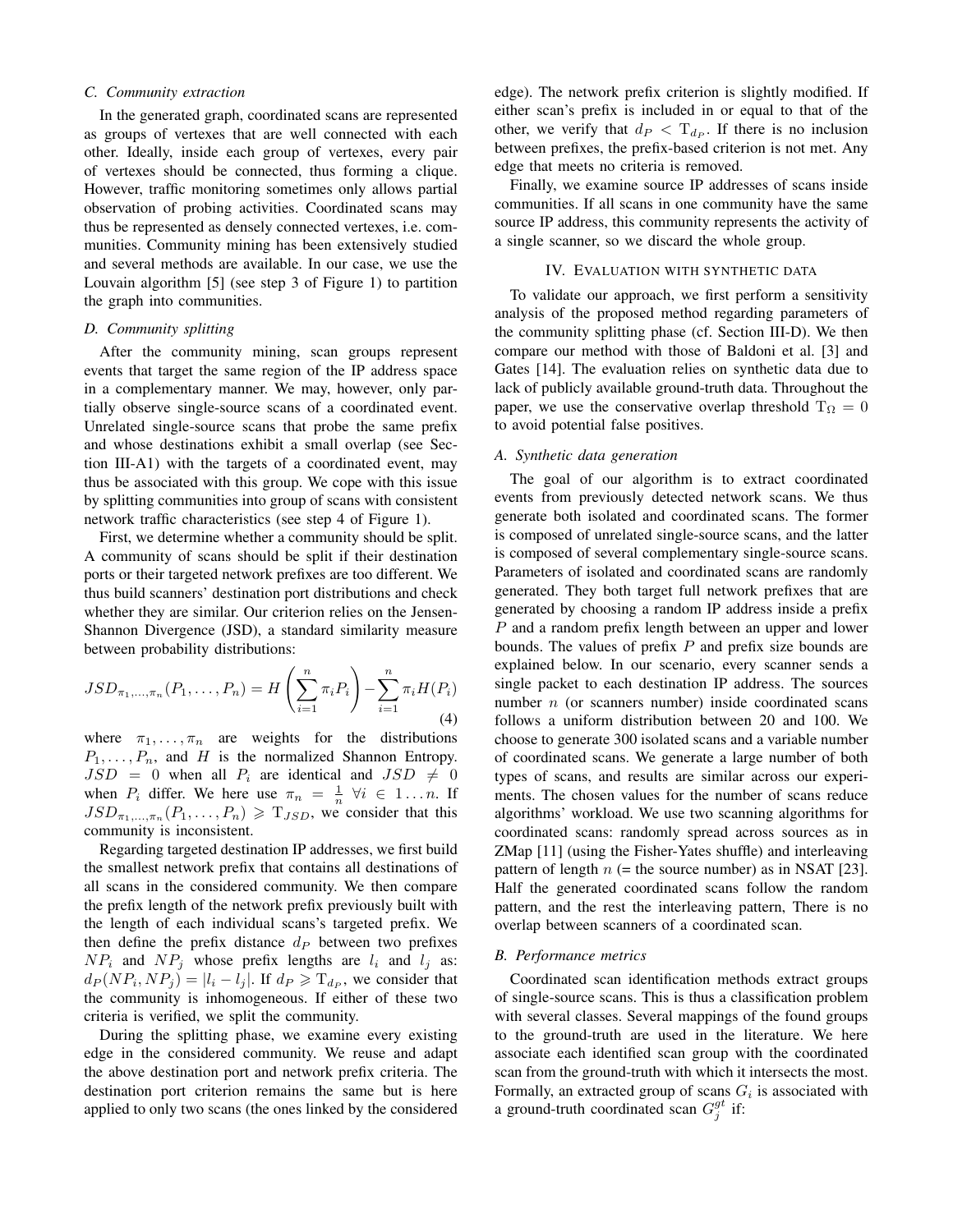### C. Community extraction

In the generated graph, coordinated scans are represented as groups of vertexes that are well connected with each other. Ideally, inside each group of vertexes, every pair of vertexes should be connected, thus forming a clique. However, traffic monitoring sometimes only allows partial observation of probing activities. Coordinated scans may thus be represented as densely connected vertexes, i.e. communities. Community mining has been extensively studied and several methods are available. In our case, we use the Louvain algorithm [5] (see step 3 of Figure 1) to partition the graph into communities.

### D. Community splitting

After the community mining, scan groups represent events that target the same region of the IP address space in a complementary manner. We may, however, only partially observe single-source scans of a coordinated event. Unrelated single-source scans that probe the same prefix and whose destinations exhibit a small overlap (see Section III-A1) with the targets of a coordinated event, may thus be associated with this group. We cope with this issue by splitting communities into group of scans with consistent network traffic characteristics (see step 4 of Figure 1).

First, we determine whether a community should be split. A community of scans should be split if their destination ports or their targeted network prefixes are too different. We thus build scanners' destination port distributions and check whether they are similar. Our criterion relies on the Jensen-Shannon Divergence (JSD), a standard similarity measure between probability distributions:

$$JSD_{\pi_1,\ldots,\pi_n}(P_1,\ldots,P_n) = H\left(\sum_{i=1}^{n}\pi_i P_i\right) - \sum_{i=1}^{n}\pi_i H(P_i) \tag{4}$$

where $\pi_1,\ldots,\pi_n$ are weights for the distributions $P_1,\ldots,P_n$, and $H$ is the normalized Shannon Entropy. $JSD = 0$ when all $P_i$ are identical and $JSD \neq 0$ when $P_i$ differ. We here use $\pi_n = \frac{1}{n}$ $\forall i \in 1 \ldots n$. If $JSD_{\pi_1,\ldots,\pi_n}(P_1,\ldots,P_n) \geqslant \mathrm{T}_{JSD}$, we consider that this community is inconsistent.

Regarding targeted destination IP addresses, we first build the smallest network prefix that contains all destinations of all scans in the considered community. We then compare the prefix length of the network prefix previously built with the length of each individual scans's targeted prefix. We then define the prefix distance $d_P$ between two prefixes $NP_i$ and $NP_j$ whose prefix lengths are $l_i$ and $l_j$ as: $d_P(NP_i, NP_j) = |l_i - l_j|$. If $d_P \geqslant \mathrm{T}_{d_P}$, we consider that the community is inhomogeneous. If either of these two criteria is verified, we split the community.

During the splitting phase, we examine every existing edge in the considered community. We reuse and adapt the above destination port and network prefix criteria. The destination port criterion remains the same but is here applied to only two scans (the ones linked by the considered edge). The network prefix criterion is slightly modified. If either scan's prefix is included in or equal to that of the other, we verify that $d_P < \mathrm{T}_{d_P}$. If there is no inclusion between prefixes, the prefix-based criterion is not met. Any edge that meets no criteria is removed.

Finally, we examine source IP addresses of scans inside communities. If all scans in one community have the same source IP address, this community represents the activity of a single scanner, so we discard the whole group.

## IV. Evaluation with synthetic data

To validate our approach, we first perform a sensitivity analysis of the proposed method regarding parameters of the community splitting phase (cf. Section III-D). We then compare our method with those of Baldoni et al. [3] and Gates [14]. The evaluation relies on synthetic data due to lack of publicly available ground-truth data. Throughout the paper, we use the conservative overlap threshold $\mathrm{T}_\Omega = 0$ to avoid potential false positives.

### A. Synthetic data generation

The goal of our algorithm is to extract coordinated events from previously detected network scans. We thus generate both isolated and coordinated scans. The former is composed of unrelated single-source scans, and the latter is composed of several complementary single-source scans. Parameters of isolated and coordinated scans are randomly generated. They both target full network prefixes that are generated by choosing a random IP address inside a prefix $P$ and a random prefix length between an upper and lower bounds. The values of prefix $P$ and prefix size bounds are explained below. In our scenario, every scanner sends a single packet to each destination IP address. The sources number $n$ (or scanners number) inside coordinated scans follows a uniform distribution between 20 and 100. We choose to generate 300 isolated scans and a variable number of coordinated scans. We generate a large number of both types of scans, and results are similar across our experiments. The chosen values for the number of scans reduce algorithms' workload. We use two scanning algorithms for coordinated scans: randomly spread across sources as in ZMap [11] (using the Fisher-Yates shuffle) and interleaving pattern of length $n$ (= the source number) as in NSAT [23]. Half the generated coordinated scans follow the random pattern, and the rest the interleaving pattern, There is no overlap between scanners of a coordinated scan.

### B. Performance metrics

Coordinated scan identification methods extract groups of single-source scans. This is thus a classification problem with several classes. Several mappings of the found groups to the ground-truth are used in the literature. We here associate each identified scan group with the coordinated scan from the ground-truth with which it intersects the most. Formally, an extracted group of scans $G_i$ is associated with a ground-truth coordinated scan $G_j^{gt}$ if: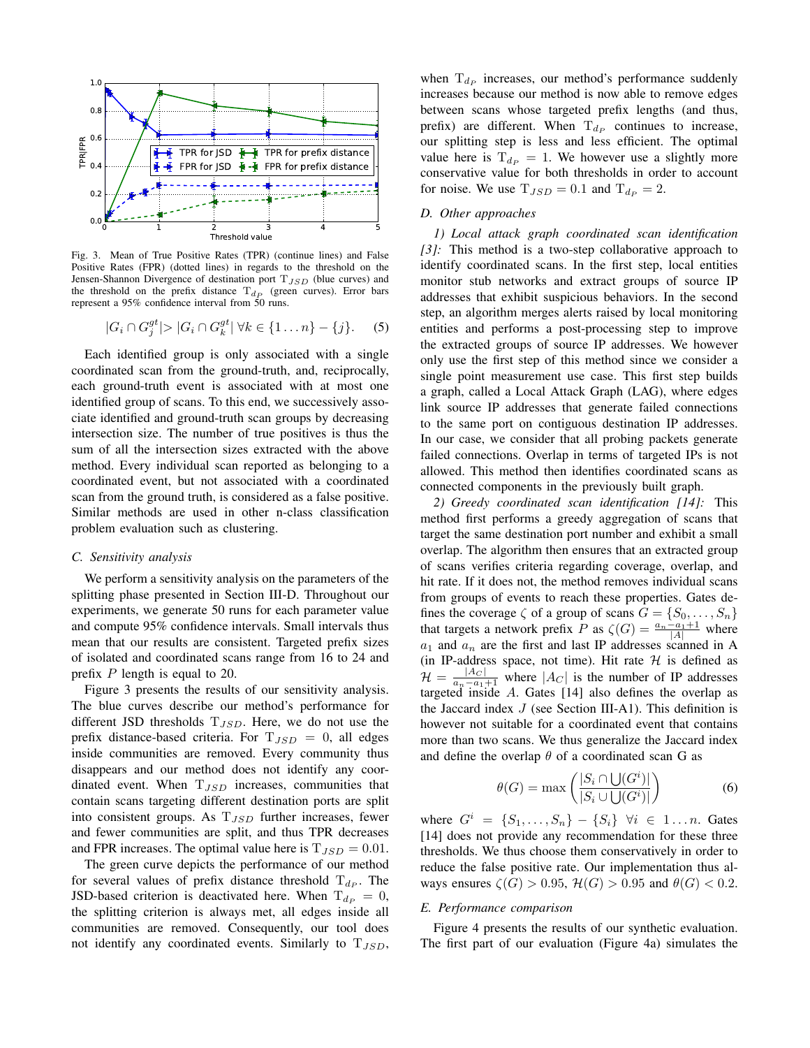Fig. 3. Mean of True Positive Rates (TPR) (continue lines) and False Positive Rates (FPR) (dotted lines) in regards to the threshold on the Jensen-Shannon Divergence of destination port $T_{JSD}$ (blue curves) and the threshold on the prefix distance $T_{d_P}$ (green curves). Error bars represent a 95% confidence interval from 50 runs.

$$|G_i \cap G_j^{gt}| > |G_i \cap G_k^{gt}| \; \forall k \in \{1 \ldots n\} - \{j\}. \quad (5)$$

Each identified group is only associated with a single coordinated scan from the ground-truth, and, reciprocally, each ground-truth event is associated with at most one identified group of scans. To this end, we successively associate identified and ground-truth scan groups by decreasing intersection size. The number of true positives is thus the sum of all the intersection sizes extracted with the above method. Every individual scan reported as belonging to a coordinated event, but not associated with a coordinated scan from the ground truth, is considered as a false positive. Similar methods are used in other n-class classification problem evaluation such as clustering.

### C. Sensitivity analysis

We perform a sensitivity analysis on the parameters of the splitting phase presented in Section III-D. Throughout our experiments, we generate 50 runs for each parameter value and compute 95% confidence intervals. Small intervals thus mean that our results are consistent. Targeted prefix sizes of isolated and coordinated scans range from 16 to 24 and prefix $P$ length is equal to 20.

Figure 3 presents the results of our sensitivity analysis. The blue curves describe our method's performance for different JSD thresholds $T_{JSD}$. Here, we do not use the prefix distance-based criteria. For $T_{JSD} = 0$, all edges inside communities are removed. Every community thus disappears and our method does not identify any coordinated event. When $T_{JSD}$ increases, communities that contain scans targeting different destination ports are split into consistent groups. As $T_{JSD}$ further increases, fewer and fewer communities are split, and thus TPR decreases and FPR increases. The optimal value here is $T_{JSD} = 0.01$.

The green curve depicts the performance of our method for several values of prefix distance threshold $T_{d_P}$. The JSD-based criterion is deactivated here. When $T_{d_P} = 0$, the splitting criterion is always met, all edges inside all communities are removed. Consequently, our tool does not identify any coordinated events. Similarly to $T_{JSD}$, when $T_{d_P}$ increases, our method's performance suddenly increases because our method is now able to remove edges between scans whose targeted prefix lengths (and thus, prefix) are different. When $T_{d_P}$ continues to increase, our splitting step is less and less efficient. The optimal value here is $T_{d_P} = 1$. We however use a slightly more conservative value for both thresholds in order to account for noise. We use $T_{JSD} = 0.1$ and $T_{d_P} = 2$.

### D. Other approaches

*1) Local attack graph coordinated scan identification [3]:* This method is a two-step collaborative approach to identify coordinated scans. In the first step, local entities monitor stub networks and extract groups of source IP addresses that exhibit suspicious behaviors. In the second step, an algorithm merges alerts raised by local monitoring entities and performs a post-processing step to improve the extracted groups of source IP addresses. We however only use the first step of this method since we consider a single point measurement use case. This first step builds a graph, called a Local Attack Graph (LAG), where edges link source IP addresses that generate failed connections to the same port on contiguous destination IP addresses. In our case, we consider that all probing packets generate failed connections. Overlap in terms of targeted IPs is not allowed. This method then identifies coordinated scans as connected components in the previously built graph.

*2) Greedy coordinated scan identification [14]:* This method first performs a greedy aggregation of scans that target the same destination port number and exhibit a small overlap. The algorithm then ensures that an extracted group of scans verifies criteria regarding coverage, overlap, and hit rate. If it does not, the method removes individual scans from groups of events to reach these properties. Gates defines the coverage $\zeta$ of a group of scans $G = \{S_0, \ldots, S_n\}$ that targets a network prefix $P$ as $\zeta(G) = \frac{a_n - a_1 + 1}{|A|}$ where $a_1$ and $a_n$ are the first and last IP addresses scanned in A (in IP-address space, not time). Hit rate $\mathcal{H}$ is defined as $\mathcal{H} = \frac{|A_C|}{a_n - a_1 + 1}$ where $|A_C|$ is the number of IP addresses targeted inside $A$. Gates [14] also defines the overlap as the Jaccard index $J$ (see Section III-A1). This definition is however not suitable for a coordinated event that contains more than two scans. We thus generalize the Jaccard index and define the overlap $\theta$ of a coordinated scan G as

$$\theta(G) = \max \left( \frac{|S_i \cap \bigcup(G^i)|}{|S_i \cup \bigcup(G^i)|} \right) \quad (6)$$

where $G^i = \{S_1, \ldots, S_n\} - \{S_i\} \;\; \forall i \in 1 \ldots n$. Gates [14] does not provide any recommendation for these three thresholds. We thus choose them conservatively in order to reduce the false positive rate. Our implementation thus always ensures $\zeta(G) > 0.95$, $\mathcal{H}(G) > 0.95$ and $\theta(G) < 0.2$.

### E. Performance comparison

Figure 4 presents the results of our synthetic evaluation. The first part of our evaluation (Figure 4a) simulates the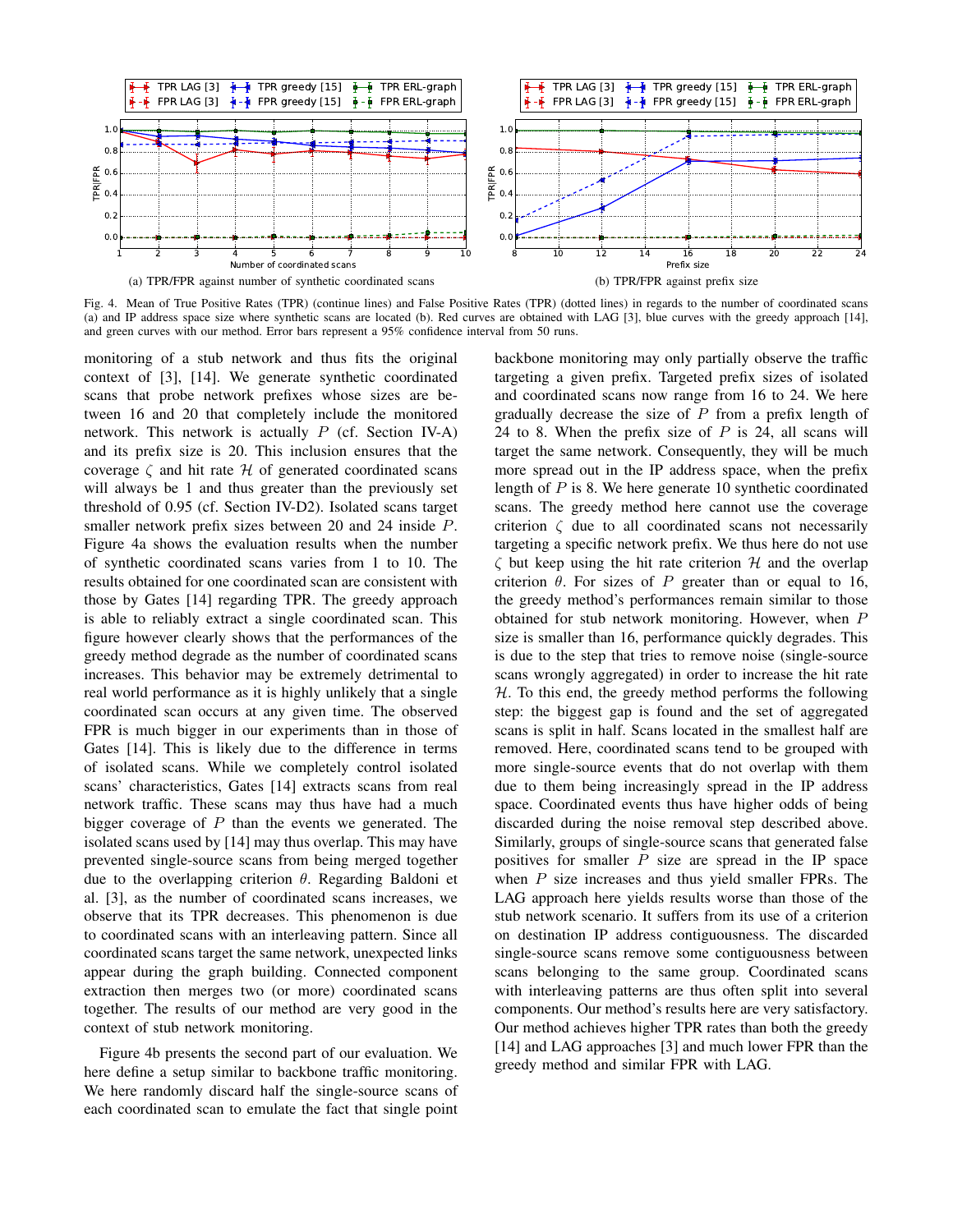(a) TPR/FPR against number of synthetic coordinated scans

(b) TPR/FPR against prefix size

Fig. 4. Mean of True Positive Rates (TPR) (continue lines) and False Positive Rates (TPR) (dotted lines) in regards to the number of coordinated scans (a) and IP address space size where synthetic scans are located (b). Red curves are obtained with LAG [3], blue curves with the greedy approach [14], and green curves with our method. Error bars represent a 95% confidence interval from 50 runs.

monitoring of a stub network and thus fits the original context of [3], [14]. We generate synthetic coordinated scans that probe network prefixes whose sizes are between 16 and 20 that completely include the monitored network. This network is actually $P$ (cf. Section IV-A) and its prefix size is 20. This inclusion ensures that the coverage $\zeta$ and hit rate $\mathcal{H}$ of generated coordinated scans will always be 1 and thus greater than the previously set threshold of 0.95 (cf. Section IV-D2). Isolated scans target smaller network prefix sizes between 20 and 24 inside $P$. Figure 4a shows the evaluation results when the number of synthetic coordinated scans varies from 1 to 10. The results obtained for one coordinated scan are consistent with those by Gates [14] regarding TPR. The greedy approach is able to reliably extract a single coordinated scan. This figure however clearly shows that the performances of the greedy method degrade as the number of coordinated scans increases. This behavior may be extremely detrimental to real world performance as it is highly unlikely that a single coordinated scan occurs at any given time. The observed FPR is much bigger in our experiments than in those of Gates [14]. This is likely due to the difference in terms of isolated scans. While we completely control isolated scans' characteristics, Gates [14] extracts scans from real network traffic. These scans may thus have had a much bigger coverage of $P$ than the events we generated. The isolated scans used by [14] may thus overlap. This may have prevented single-source scans from being merged together due to the overlapping criterion $\theta$. Regarding Baldoni et al. [3], as the number of coordinated scans increases, we observe that its TPR decreases. This phenomenon is due to coordinated scans with an interleaving pattern. Since all coordinated scans target the same network, unexpected links appear during the graph building. Connected component extraction then merges two (or more) coordinated scans together. The results of our method are very good in the context of stub network monitoring.

Figure 4b presents the second part of our evaluation. We here define a setup similar to backbone traffic monitoring. We here randomly discard half the single-source scans of each coordinated scan to emulate the fact that single point backbone monitoring may only partially observe the traffic targeting a given prefix. Targeted prefix sizes of isolated and coordinated scans now range from 16 to 24. We here gradually decrease the size of $P$ from a prefix length of 24 to 8. When the prefix size of $P$ is 24, all scans will target the same network. Consequently, they will be much more spread out in the IP address space, when the prefix length of $P$ is 8. We here generate 10 synthetic coordinated scans. The greedy method here cannot use the coverage criterion $\zeta$ due to all coordinated scans not necessarily targeting a specific network prefix. We thus here do not use $\zeta$ but keep using the hit rate criterion $\mathcal{H}$ and the overlap criterion $\theta$. For sizes of $P$ greater than or equal to 16, the greedy method's performances remain similar to those obtained for stub network monitoring. However, when $P$ size is smaller than 16, performance quickly degrades. This is due to the step that tries to remove noise (single-source scans wrongly aggregated) in order to increase the hit rate $\mathcal{H}$. To this end, the greedy method performs the following step: the biggest gap is found and the set of aggregated scans is split in half. Scans located in the smallest half are removed. Here, coordinated scans tend to be grouped with more single-source events that do not overlap with them due to them being increasingly spread in the IP address space. Coordinated events thus have higher odds of being discarded during the noise removal step described above. Similarly, groups of single-source scans that generated false positives for smaller $P$ size are spread in the IP space when $P$ size increases and thus yield smaller FPRs. The LAG approach here yields results worse than those of the stub network scenario. It suffers from its use of a criterion on destination IP address contiguousness. The discarded single-source scans remove some contiguousness between scans belonging to the same group. Coordinated scans with interleaving patterns are thus often split into several components. Our method's results here are very satisfactory. Our method achieves higher TPR rates than both the greedy [14] and LAG approaches [3] and much lower FPR than the greedy method and similar FPR with LAG.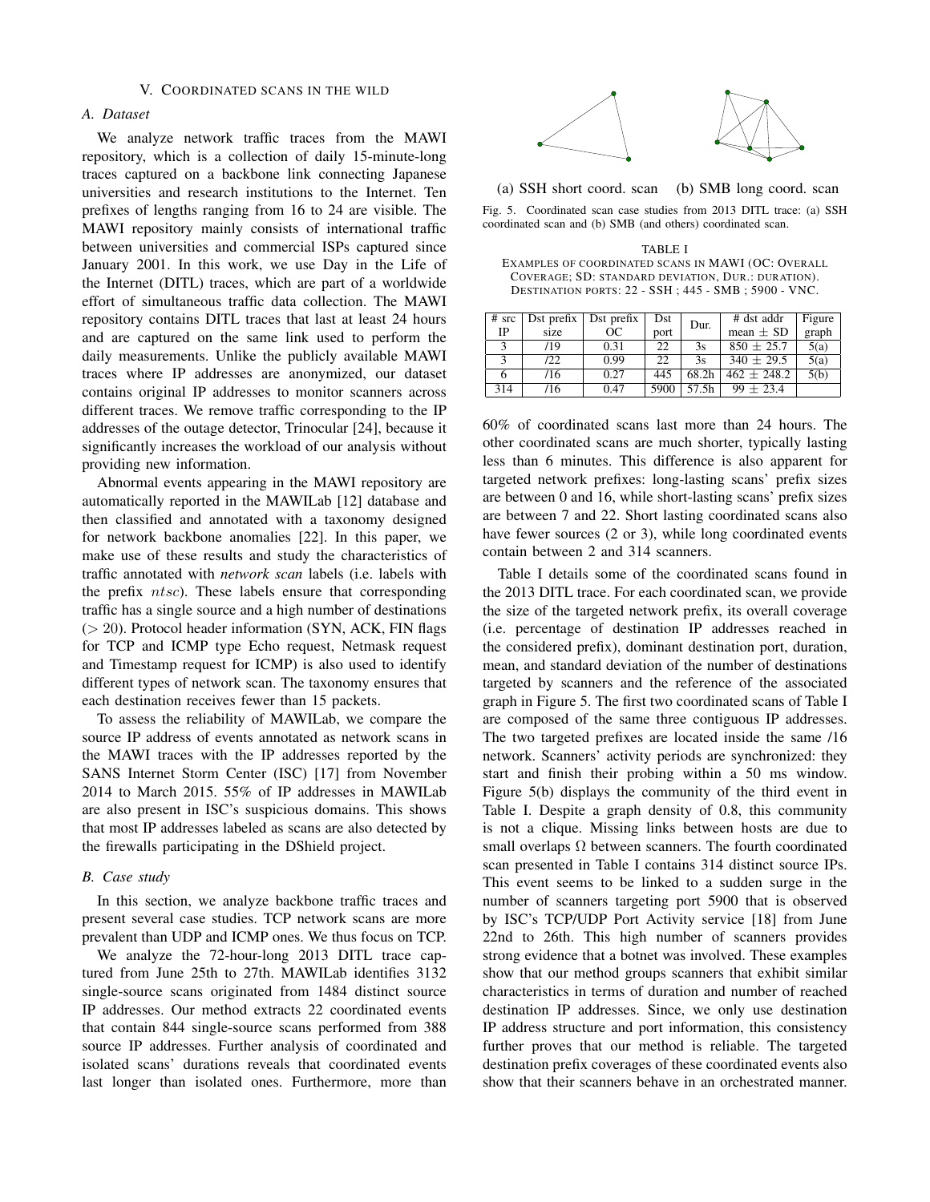## V. Coordinated scans in the wild

### A. Dataset

We analyze network traffic traces from the MAWI repository, which is a collection of daily 15-minute-long traces captured on a backbone link connecting Japanese universities and research institutions to the Internet. Ten prefixes of lengths ranging from 16 to 24 are visible. The MAWI repository mainly consists of international traffic between universities and commercial ISPs captured since January 2001. In this work, we use Day in the Life of the Internet (DITL) traces, which are part of a worldwide effort of simultaneous traffic data collection. The MAWI repository contains DITL traces that last at least 24 hours and are captured on the same link used to perform the daily measurements. Unlike the publicly available MAWI traces where IP addresses are anonymized, our dataset contains original IP addresses to monitor scanners across different traces. We remove traffic corresponding to the IP addresses of the outage detector, Trinocular [24], because it significantly increases the workload of our analysis without providing new information.

Abnormal events appearing in the MAWI repository are automatically reported in the MAWILab [12] database and then classified and annotated with a taxonomy designed for network backbone anomalies [22]. In this paper, we make use of these results and study the characteristics of traffic annotated with *network scan* labels (i.e. labels with the prefix $ntsc$). These labels ensure that corresponding traffic has a single source and a high number of destinations ($> 20$). Protocol header information (SYN, ACK, FIN flags for TCP and ICMP type Echo request, Netmask request and Timestamp request for ICMP) is also used to identify different types of network scan. The taxonomy ensures that each destination receives fewer than 15 packets.

To assess the reliability of MAWILab, we compare the source IP address of events annotated as network scans in the MAWI traces with the IP addresses reported by the SANS Internet Storm Center (ISC) [17] from November 2014 to March 2015. 55% of IP addresses in MAWILab are also present in ISC's suspicious domains. This shows that most IP addresses labeled as scans are also detected by the firewalls participating in the DShield project.

### B. Case study

In this section, we analyze backbone traffic traces and present several case studies. TCP network scans are more prevalent than UDP and ICMP ones. We thus focus on TCP.

We analyze the 72-hour-long 2013 DITL trace captured from June 25th to 27th. MAWILab identifies 3132 single-source scans originated from 1484 distinct source IP addresses. Our method extracts 22 coordinated events that contain 844 single-source scans performed from 388 source IP addresses. Further analysis of coordinated and isolated scans' durations reveals that coordinated events last longer than isolated ones. Furthermore, more than 60% of coordinated scans last more than 24 hours. The other coordinated scans are much shorter, typically lasting less than 6 minutes. This difference is also apparent for targeted network prefixes: long-lasting scans' prefix sizes are between 0 and 16, while short-lasting scans' prefix sizes are between 7 and 22. Short lasting coordinated scans also have fewer sources (2 or 3), while long coordinated events contain between 2 and 314 scanners.

(a) SSH short coord. scan (b) SMB long coord. scan

Fig. 5. Coordinated scan case studies from 2013 DITL trace: (a) SSH coordinated scan and (b) SMB (and others) coordinated scan.

TABLE I
Examples of coordinated scans in MAWI (OC: Overall Coverage; SD: standard deviation, Dur.: duration). Destination ports: 22 - SSH ; 445 - SMB ; 5900 - VNC.

| # src IP | Dst prefix size | Dst prefix OC | Dst port | Dur. | # dst addr mean ± SD | Figure graph |
|---|---|---|---|---|---|---|
| 3 | /19 | 0.31 | 22 | 3s | 850 ± 25.7 | 5(a) |
| 3 | /22 | 0.99 | 22 | 3s | 340 ± 29.5 | 5(a) |
| 6 | /16 | 0.27 | 445 | 68.2h | 462 ± 248.2 | 5(b) |
| 314 | /16 | 0.47 | 5900 | 57.5h | 99 ± 23.4 | |

Table I details some of the coordinated scans found in the 2013 DITL trace. For each coordinated scan, we provide the size of the targeted network prefix, its overall coverage (i.e. percentage of destination IP addresses reached in the considered prefix), dominant destination port, duration, mean, and standard deviation of the number of destinations targeted by scanners and the reference of the associated graph in Figure 5. The first two coordinated scans of Table I are composed of the same three contiguous IP addresses. The two targeted prefixes are located inside the same /16 network. Scanners' activity periods are synchronized: they start and finish their probing within a 50 ms window. Figure 5(b) displays the community of the third event in Table I. Despite a graph density of 0.8, this community is not a clique. Missing links between hosts are due to small overlaps $\Omega$ between scanners. The fourth coordinated scan presented in Table I contains 314 distinct source IPs. This event seems to be linked to a sudden surge in the number of scanners targeting port 5900 that is observed by ISC's TCP/UDP Port Activity service [18] from June 22nd to 26th. This high number of scanners provides strong evidence that a botnet was involved. These examples show that our method groups scanners that exhibit similar characteristics in terms of duration and number of reached destination IP addresses. Since, we only use destination IP address structure and port information, this consistency further proves that our method is reliable. The targeted destination prefix coverages of these coordinated events also show that their scanners behave in an orchestrated manner.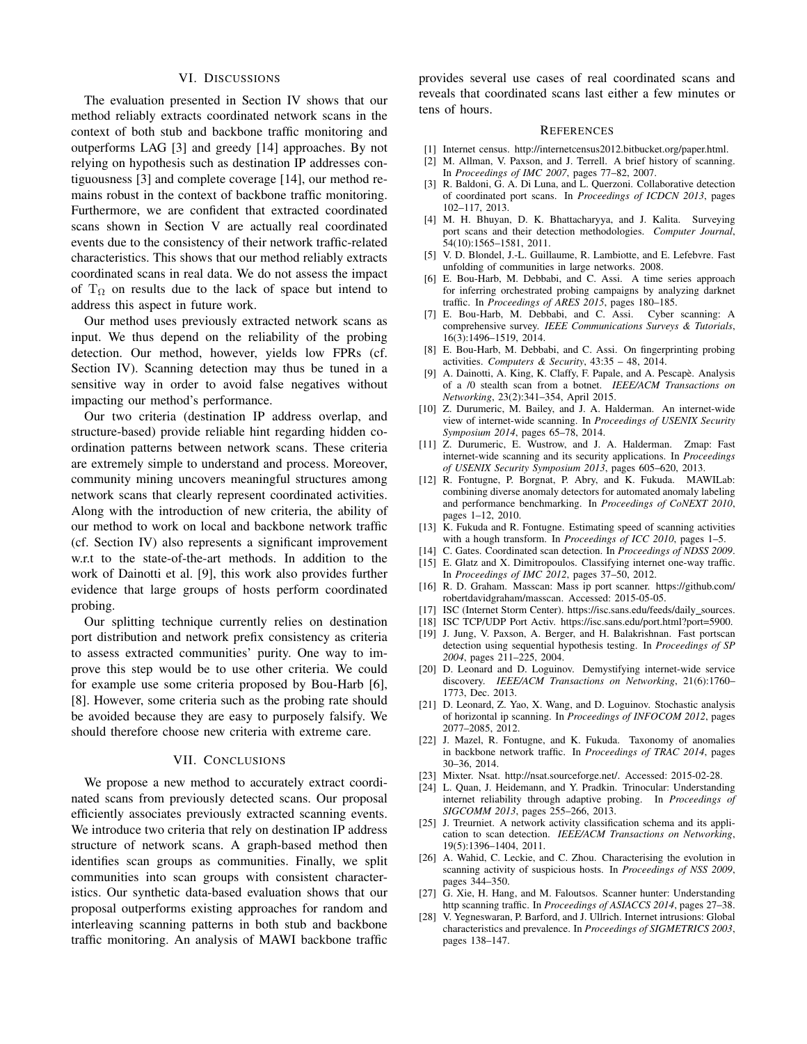## VI. Discussions

The evaluation presented in Section IV shows that our method reliably extracts coordinated network scans in the context of both stub and backbone traffic monitoring and outperforms LAG [3] and greedy [14] approaches. By not relying on hypothesis such as destination IP addresses contiguousness [3] and complete coverage [14], our method remains robust in the context of backbone traffic monitoring. Furthermore, we are confident that extracted coordinated scans shown in Section V are actually real coordinated events due to the consistency of their network traffic-related characteristics. This shows that our method reliably extracts coordinated scans in real data. We do not assess the impact of $T_{\Omega}$ on results due to the lack of space but intend to address this aspect in future work.

Our method uses previously extracted network scans as input. We thus depend on the reliability of the probing detection. Our method, however, yields low FPRs (cf. Section IV). Scanning detection may thus be tuned in a sensitive way in order to avoid false negatives without impacting our method's performance.

Our two criteria (destination IP address overlap, and structure-based) provide reliable hint regarding hidden coordination patterns between network scans. These criteria are extremely simple to understand and process. Moreover, community mining uncovers meaningful structures among network scans that clearly represent coordinated activities. Along with the introduction of new criteria, the ability of our method to work on local and backbone network traffic (cf. Section IV) also represents a significant improvement w.r.t to the state-of-the-art methods. In addition to the work of Dainotti et al. [9], this work also provides further evidence that large groups of hosts perform coordinated probing.

Our splitting technique currently relies on destination port distribution and network prefix consistency as criteria to assess extracted communities' purity. One way to improve this step would be to use other criteria. We could for example use some criteria proposed by Bou-Harb [6], [8]. However, some criteria such as the probing rate should be avoided because they are easy to purposely falsify. We should therefore choose new criteria with extreme care.

## VII. Conclusions

We propose a new method to accurately extract coordinated scans from previously detected scans. Our proposal efficiently associates previously extracted scanning events. We introduce two criteria that rely on destination IP address structure of network scans. A graph-based method then identifies scan groups as communities. Finally, we split communities into scan groups with consistent characteristics. Our synthetic data-based evaluation shows that our proposal outperforms existing approaches for random and interleaving scanning patterns in both stub and backbone traffic monitoring. An analysis of MAWI backbone traffic provides several use cases of real coordinated scans and reveals that coordinated scans last either a few minutes or tens of hours.

## References

[1] Internet census. http://internetcensus2012.bitbucket.org/paper.html.

[2] M. Allman, V. Paxson, and J. Terrell. A brief history of scanning. In *Proceedings of IMC 2007*, pages 77–82, 2007.

[3] R. Baldoni, G. A. Di Luna, and L. Querzoni. Collaborative detection of coordinated port scans. In *Proceedings of ICDCN 2013*, pages 102–117, 2013.

[4] M. H. Bhuyan, D. K. Bhattacharyya, and J. Kalita. Surveying port scans and their detection methodologies. *Computer Journal*, 54(10):1565–1581, 2011.

[5] V. D. Blondel, J.-L. Guillaume, R. Lambiotte, and E. Lefebvre. Fast unfolding of communities in large networks. 2008.

[6] E. Bou-Harb, M. Debbabi, and C. Assi. A time series approach for inferring orchestrated probing campaigns by analyzing darknet traffic. In *Proceedings of ARES 2015*, pages 180–185.

[7] E. Bou-Harb, M. Debbabi, and C. Assi. Cyber scanning: A comprehensive survey. *IEEE Communications Surveys & Tutorials*, 16(3):1496–1519, 2014.

[8] E. Bou-Harb, M. Debbabi, and C. Assi. On fingerprinting probing activities. *Computers & Security*, 43:35 – 48, 2014.

[9] A. Dainotti, A. King, K. Claffy, F. Papale, and A. Pescapè. Analysis of a /0 stealth scan from a botnet. *IEEE/ACM Transactions on Networking*, 23(2):341–354, April 2015.

[10] Z. Durumeric, M. Bailey, and J. A. Halderman. An internet-wide view of internet-wide scanning. In *Proceedings of USENIX Security Symposium 2014*, pages 65–78, 2014.

[11] Z. Durumeric, E. Wustrow, and J. A. Halderman. Zmap: Fast internet-wide scanning and its security applications. In *Proceedings of USENIX Security Symposium 2013*, pages 605–620, 2013.

[12] R. Fontugne, P. Borgnat, P. Abry, and K. Fukuda. MAWILab: combining diverse anomaly detectors for automated anomaly labeling and performance benchmarking. In *Proceedings of CoNEXT 2010*, pages 1–12, 2010.

[13] K. Fukuda and R. Fontugne. Estimating speed of scanning activities with a hough transform. In *Proceedings of ICC 2010*, pages 1–5.

[14] C. Gates. Coordinated scan detection. In *Proceedings of NDSS 2009*.

[15] E. Glatz and X. Dimitropoulos. Classifying internet one-way traffic. In *Proceedings of IMC 2012*, pages 37–50, 2012.

[16] R. D. Graham. Masscan: Mass ip port scanner. https://github.com/robertdavidgraham/masscan. Accessed: 2015-05-05.

[17] ISC (Internet Storm Center). https://isc.sans.edu/feeds/daily_sources.

[18] ISC TCP/UDP Port Activ. https://isc.sans.edu/port.html?port=5900.

[19] J. Jung, V. Paxson, A. Berger, and H. Balakrishnan. Fast portscan detection using sequential hypothesis testing. In *Proceedings of SP 2004*, pages 211–225, 2004.

[20] D. Leonard and D. Loguinov. Demystifying internet-wide service discovery. *IEEE/ACM Transactions on Networking*, 21(6):1760–1773, Dec. 2013.

[21] D. Leonard, Z. Yao, X. Wang, and D. Loguinov. Stochastic analysis of horizontal ip scanning. In *Proceedings of INFOCOM 2012*, pages 2077–2085, 2012.

[22] J. Mazel, R. Fontugne, and K. Fukuda. Taxonomy of anomalies in backbone network traffic. In *Proceedings of TRAC 2014*, pages 30–36, 2014.

[23] Mixter. Nsat. http://nsat.sourceforge.net/. Accessed: 2015-02-28.

[24] L. Quan, J. Heidemann, and Y. Pradkin. Trinocular: Understanding internet reliability through adaptive probing. In *Proceedings of SIGCOMM 2013*, pages 255–266, 2013.

[25] J. Treurniet. A network activity classification schema and its application to scan detection. *IEEE/ACM Transactions on Networking*, 19(5):1396–1404, 2011.

[26] A. Wahid, C. Leckie, and C. Zhou. Characterising the evolution in scanning activity of suspicious hosts. In *Proceedings of NSS 2009*, pages 344–350.

[27] G. Xie, H. Hang, and M. Faloutsos. Scanner hunter: Understanding http scanning traffic. In *Proceedings of ASIACCS 2014*, pages 27–38.

[28] V. Yegneswaran, P. Barford, and J. Ullrich. Internet intrusions: Global characteristics and prevalence. In *Proceedings of SIGMETRICS 2003*, pages 138–147.